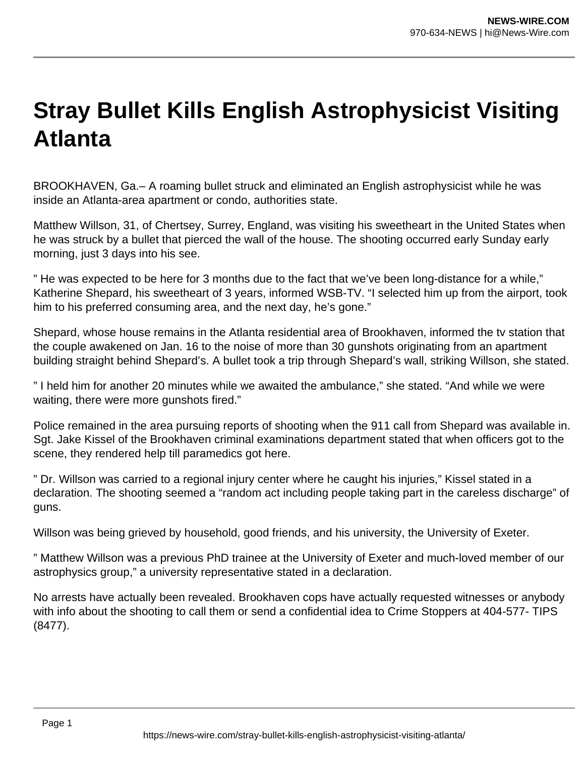# Stray Bullet Kills English Astrophysicist Visiting Atlanta

BROOKHAVEN, Ga.– A roaming bullet struck and eliminated an English astrophysicist while he was inside an Atlanta-area apartment or condo, authorities state.

Matthew Willson, 31, of Chertsey, Surrey, England, was visiting his sweetheart in the United States when he was struck by a bullet that pierced the wall of the house. The shooting occurred early Sunday early morning, just 3 days into his see.

” He was expected to be here for 3 months due to the fact that we've been long-distance for a while,” Katherine Shepard, his sweetheart of 3 years, informed WSB-TV. “I selected him up from the airport, took him to his preferred consuming area, and the next day, he's gone.”

Shepard, whose house remains in the Atlanta residential area of Brookhaven, informed the tv station that the couple awakened on Jan. 16 to the noise of more than 30 gunshots originating from an apartment building straight behind Shepard's. A bullet took a trip through Shepard's wall, striking Willson, she stated.

” I held him for another 20 minutes while we awaited the ambulance,” she stated. “And while we were waiting, there were more gunshots fired.”

Police remained in the area pursuing reports of shooting when the 911 call from Shepard was available in. Sgt. Jake Kissel of the Brookhaven criminal examinations department stated that when officers got to the scene, they rendered help till paramedics got here.

” Dr. Willson was carried to a regional injury center where he caught his injuries,” Kissel stated in a declaration. The shooting seemed a “random act including people taking part in the careless discharge” of guns.

Willson was being grieved by household, good friends, and his university, the University of Exeter.

” Matthew Willson was a previous PhD trainee at the University of Exeter and much-loved member of our astrophysics group,” a university representative stated in a declaration.

No arrests have actually been revealed. Brookhaven cops have actually requested witnesses or anybody with info about the shooting to call them or send a confidential idea to Crime Stoppers at 404-577- TIPS (8477).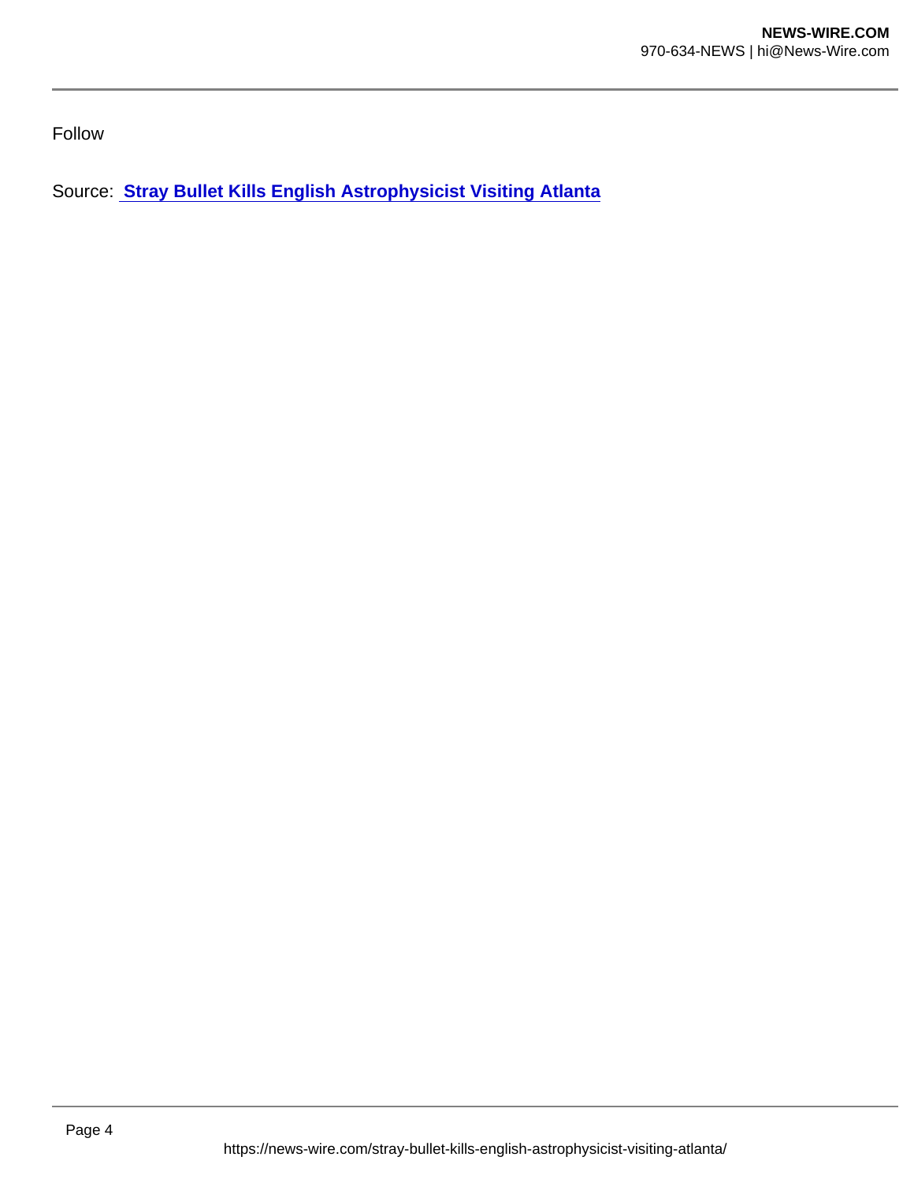Follow

Source: [Stray Bullet Kills English Astrophysicist Visiting Atlanta](https://news-wire.com/stray-bullet-kills-english-astrophysicist-visiting-atlanta/)